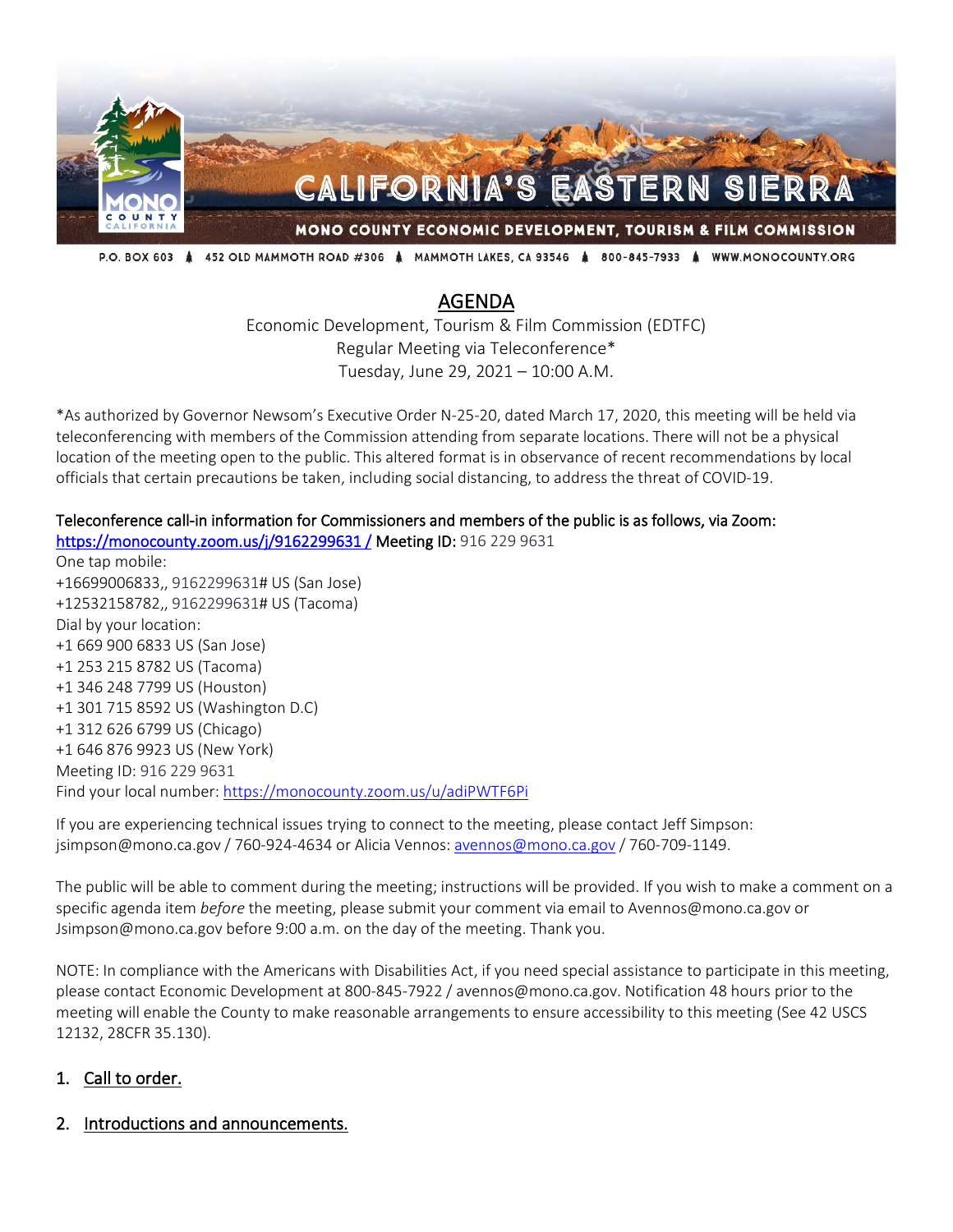CALIFORNIA'S EASTERN SIERRA

MONO COUNTY ECONOMIC DEVELOPMENT, TOURISM & FILM COMMISSION

P.O. BOX 603 ♠ 452 OLD MAMMOTH ROAD #306 ♠ MAMMOTH LAKES, CA 93546 ♠ 800-845-7933 ♠ WWW.MONOCOUNTY.ORG

# AGENDA

Economic Development, Tourism & Film Commission (EDTFC)
Regular Meeting via Teleconference*
Tuesday, June 29, 2021 – 10:00 A.M.

*As authorized by Governor Newsom's Executive Order N-25-20, dated March 17, 2020, this meeting will be held via teleconferencing with members of the Commission attending from separate locations. There will not be a physical location of the meeting open to the public. This altered format is in observance of recent recommendations by local officials that certain precautions be taken, including social distancing, to address the threat of COVID-19.

Teleconference call-in information for Commissioners and members of the public is as follows, via Zoom:
https://monocounty.zoom.us/j/9162299631 / Meeting ID: 916 229 9631
One tap mobile:
+16699006833,, 9162299631# US (San Jose)
+12532158782,, 9162299631# US (Tacoma)
Dial by your location:
+1 669 900 6833 US (San Jose)
+1 253 215 8782 US (Tacoma)
+1 346 248 7799 US (Houston)
+1 301 715 8592 US (Washington D.C)
+1 312 626 6799 US (Chicago)
+1 646 876 9923 US (New York)
Meeting ID: 916 229 9631
Find your local number: https://monocounty.zoom.us/u/adiPWTF6Pi

If you are experiencing technical issues trying to connect to the meeting, please contact Jeff Simpson: jsimpson@mono.ca.gov / 760-924-4634 or Alicia Vennos: avennos@mono.ca.gov / 760-709-1149.

The public will be able to comment during the meeting; instructions will be provided. If you wish to make a comment on a specific agenda item *before* the meeting, please submit your comment via email to Avennos@mono.ca.gov or Jsimpson@mono.ca.gov before 9:00 a.m. on the day of the meeting. Thank you.

NOTE: In compliance with the Americans with Disabilities Act, if you need special assistance to participate in this meeting, please contact Economic Development at 800-845-7922 / avennos@mono.ca.gov. Notification 48 hours prior to the meeting will enable the County to make reasonable arrangements to ensure accessibility to this meeting (See 42 USCS 12132, 28CFR 35.130).

1. Call to order.

2. Introductions and announcements.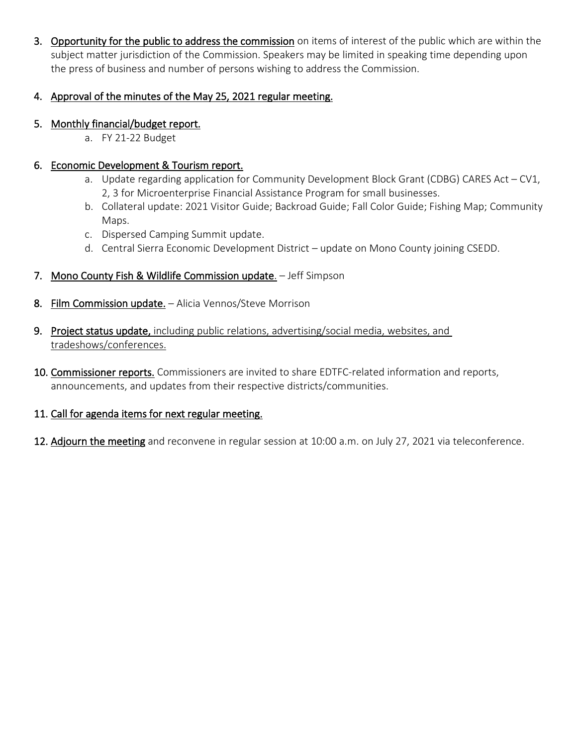3. **Opportunity for the public to address the commission** on items of interest of the public which are within the subject matter jurisdiction of the Commission. Speakers may be limited in speaking time depending upon the press of business and number of persons wishing to address the Commission.

4. **Approval of the minutes of the May 25, 2021 regular meeting.**

5. **Monthly financial/budget report.**
    a. FY 21-22 Budget

6. **Economic Development & Tourism report.**
    a. Update regarding application for Community Development Block Grant (CDBG) CARES Act – CV1, 2, 3 for Microenterprise Financial Assistance Program for small businesses.
    b. Collateral update: 2021 Visitor Guide; Backroad Guide; Fall Color Guide; Fishing Map; Community Maps.
    c. Dispersed Camping Summit update.
    d. Central Sierra Economic Development District – update on Mono County joining CSEDD.

7. **Mono County Fish & Wildlife Commission update**. – Jeff Simpson

8. **Film Commission update.** – Alicia Vennos/Steve Morrison

9. **Project status update,** including public relations, advertising/social media, websites, and tradeshows/conferences.

10. **Commissioner reports.** Commissioners are invited to share EDTFC-related information and reports, announcements, and updates from their respective districts/communities.

11. **Call for agenda items for next regular meeting.**

12. **Adjourn the meeting** and reconvene in regular session at 10:00 a.m. on July 27, 2021 via teleconference.